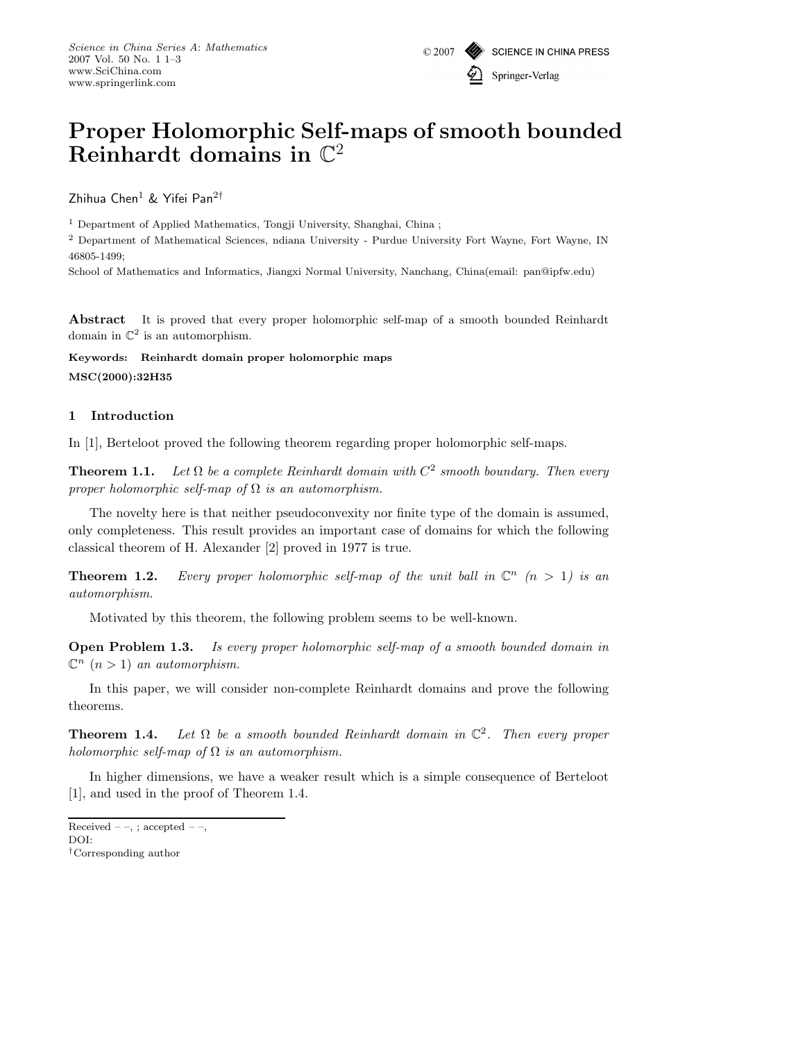# Proper Holomorphic Self-maps of smooth bounded Reinhardt domains in $\mathbb{C}^2$

Zhihua Chen[1] & Yifei Pan[2†]

[1] Department of Applied Mathematics, Tongji University, Shanghai, China ;

[2] Department of Mathematical Sciences, ndiana University - Purdue University Fort Wayne, Fort Wayne, IN 46805-1499;

School of Mathematics and Informatics, Jiangxi Normal University, Nanchang, China(email: pan@ipfw.edu)

**Abstract** It is proved that every proper holomorphic self-map of a smooth bounded Reinhardt domain in $\mathbb{C}^2$ is an automorphism.

**Keywords: Reinhardt domain proper holomorphic maps**

**MSC(2000):32H35**

## 1 Introduction

In [1], Berteloot proved the following theorem regarding proper holomorphic self-maps.

**Theorem 1.1.** *Let $\Omega$ be a complete Reinhardt domain with $C^2$ smooth boundary. Then every proper holomorphic self-map of $\Omega$ is an automorphism.*

The novelty here is that neither pseudoconvexity nor finite type of the domain is assumed, only completeness. This result provides an important case of domains for which the following classical theorem of H. Alexander [2] proved in 1977 is true.

**Theorem 1.2.** *Every proper holomorphic self-map of the unit ball in $\mathbb{C}^n$ ($n > 1$) is an automorphism.*

Motivated by this theorem, the following problem seems to be well-known.

**Open Problem 1.3.** *Is every proper holomorphic self-map of a smooth bounded domain in $\mathbb{C}^n$ ($n > 1$) an automorphism.*

In this paper, we will consider non-complete Reinhardt domains and prove the following theorems.

**Theorem 1.4.** *Let $\Omega$ be a smooth bounded Reinhardt domain in $\mathbb{C}^2$. Then every proper holomorphic self-map of $\Omega$ is an automorphism.*

In higher dimensions, we have a weaker result which is a simple consequence of Berteloot [1], and used in the proof of Theorem 1.4.

Received – –, ; accepted – –,
DOI:
†Corresponding author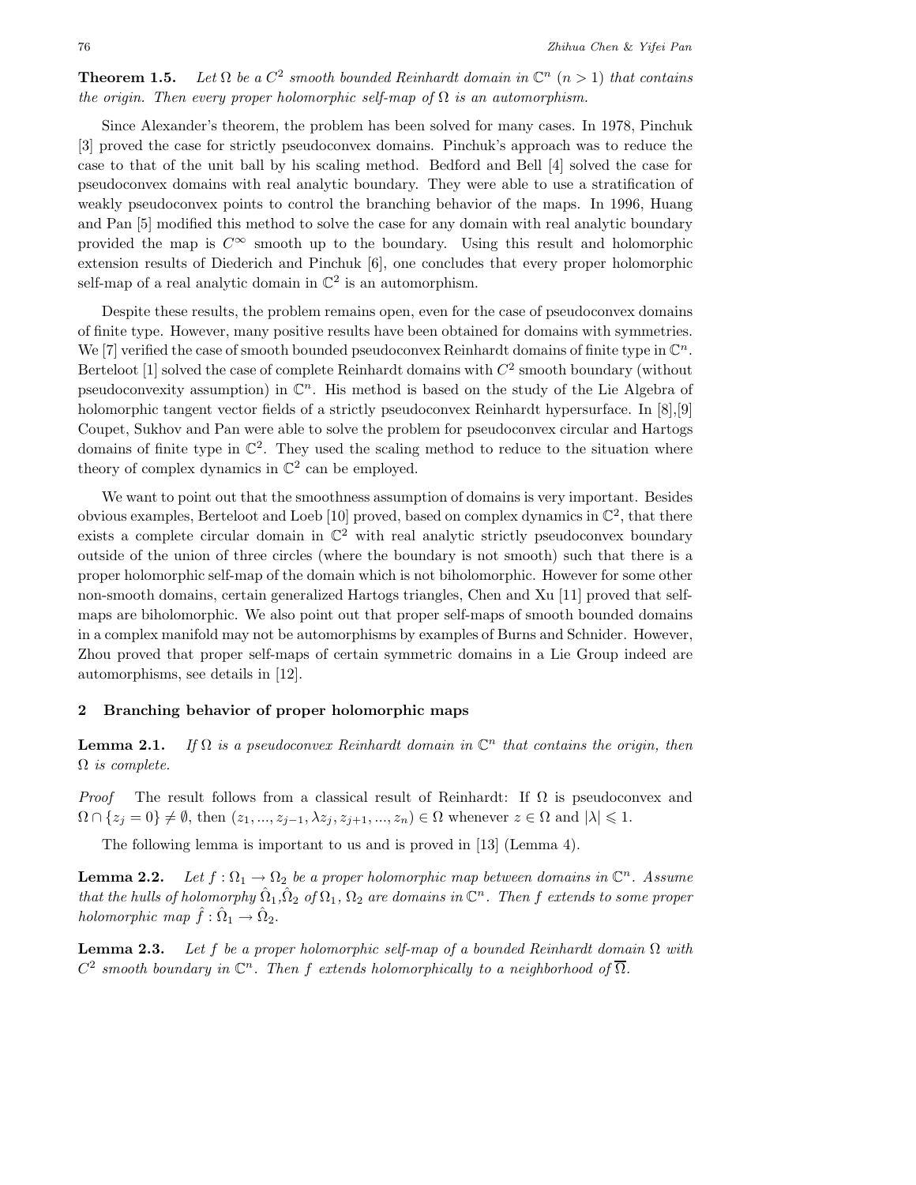**Theorem 1.5.** *Let $\Omega$ be a $C^2$ smooth bounded Reinhardt domain in $\mathbb{C}^n$ $(n > 1)$ that contains the origin. Then every proper holomorphic self-map of $\Omega$ is an automorphism.*

Since Alexander's theorem, the problem has been solved for many cases. In 1978, Pinchuk [3] proved the case for strictly pseudoconvex domains. Pinchuk's approach was to reduce the case to that of the unit ball by his scaling method. Bedford and Bell [4] solved the case for pseudoconvex domains with real analytic boundary. They were able to use a stratification of weakly pseudoconvex points to control the branching behavior of the maps. In 1996, Huang and Pan [5] modified this method to solve the case for any domain with real analytic boundary provided the map is $C^\infty$ smooth up to the boundary. Using this result and holomorphic extension results of Diederich and Pinchuk [6], one concludes that every proper holomorphic self-map of a real analytic domain in $\mathbb{C}^2$ is an automorphism.

Despite these results, the problem remains open, even for the case of pseudoconvex domains of finite type. However, many positive results have been obtained for domains with symmetries. We [7] verified the case of smooth bounded pseudoconvex Reinhardt domains of finite type in $\mathbb{C}^n$. Berteloot [1] solved the case of complete Reinhardt domains with $C^2$ smooth boundary (without pseudoconvexity assumption) in $\mathbb{C}^n$. His method is based on the study of the Lie Algebra of holomorphic tangent vector fields of a strictly pseudoconvex Reinhardt hypersurface. In [8],[9] Coupet, Sukhov and Pan were able to solve the problem for pseudoconvex circular and Hartogs domains of finite type in $\mathbb{C}^2$. They used the scaling method to reduce to the situation where theory of complex dynamics in $\mathbb{C}^2$ can be employed.

We want to point out that the smoothness assumption of domains is very important. Besides obvious examples, Berteloot and Loeb [10] proved, based on complex dynamics in $\mathbb{C}^2$, that there exists a complete circular domain in $\mathbb{C}^2$ with real analytic strictly pseudoconvex boundary outside of the union of three circles (where the boundary is not smooth) such that there is a proper holomorphic self-map of the domain which is not biholomorphic. However for some other non-smooth domains, certain generalized Hartogs triangles, Chen and Xu [11] proved that self-maps are biholomorphic. We also point out that proper self-maps of smooth bounded domains in a complex manifold may not be automorphisms by examples of Burns and Schnider. However, Zhou proved that proper self-maps of certain symmetric domains in a Lie Group indeed are automorphisms, see details in [12].

## 2 Branching behavior of proper holomorphic maps

**Lemma 2.1.** *If $\Omega$ is a pseudoconvex Reinhardt domain in $\mathbb{C}^n$ that contains the origin, then $\Omega$ is complete.*

*Proof* The result follows from a classical result of Reinhardt: If $\Omega$ is pseudoconvex and $\Omega \cap \{z_j = 0\} \neq \emptyset$, then $(z_1, ..., z_{j-1}, \lambda z_j, z_{j+1}, ..., z_n) \in \Omega$ whenever $z \in \Omega$ and $|\lambda| \leqslant 1$.

The following lemma is important to us and is proved in [13] (Lemma 4).

**Lemma 2.2.** *Let $f : \Omega_1 \to \Omega_2$ be a proper holomorphic map between domains in $\mathbb{C}^n$. Assume that the hulls of holomorphy $\hat{\Omega}_1$,$\hat{\Omega}_2$ of $\Omega_1$, $\Omega_2$ are domains in $\mathbb{C}^n$. Then $f$ extends to some proper holomorphic map $\hat{f} : \hat{\Omega}_1 \to \hat{\Omega}_2$.*

**Lemma 2.3.** *Let $f$ be a proper holomorphic self-map of a bounded Reinhardt domain $\Omega$ with $C^2$ smooth boundary in $\mathbb{C}^n$. Then $f$ extends holomorphically to a neighborhood of $\overline{\Omega}$.*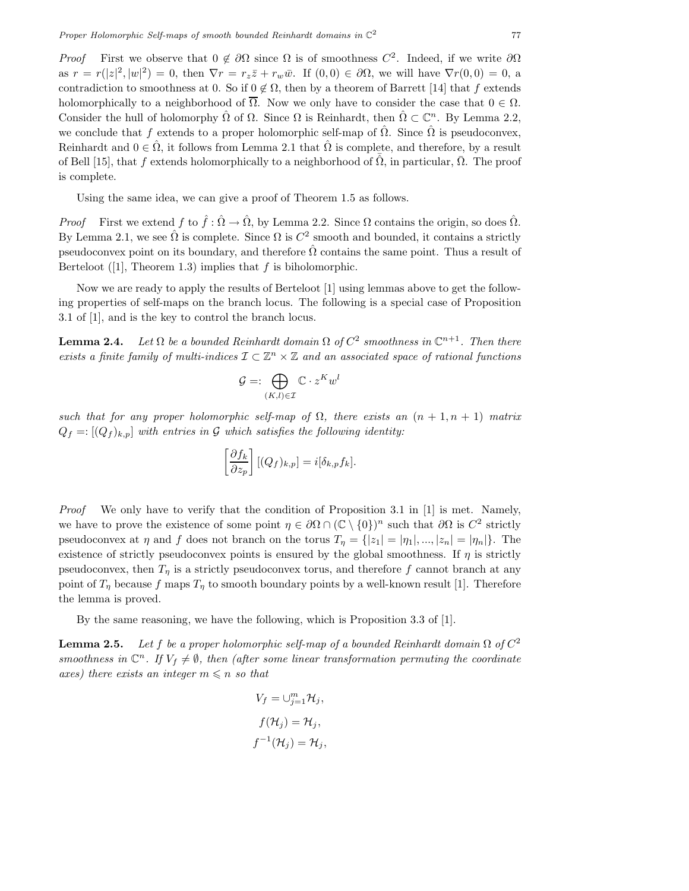*Proof* First we observe that $0 \notin \partial\Omega$ since $\Omega$ is of smoothness $C^2$. Indeed, if we write $\partial\Omega$ as $r = r(|z|^2, |w|^2) = 0$, then $\nabla r = r_z \bar{z} + r_w \bar{w}$. If $(0,0) \in \partial\Omega$, we will have $\nabla r(0,0) = 0$, a contradiction to smoothness at 0. So if $0 \notin \Omega$, then by a theorem of Barrett [14] that $f$ extends holomorphically to a neighborhood of $\overline{\Omega}$. Now we only have to consider the case that $0 \in \Omega$. Consider the hull of holomorphy $\hat{\Omega}$ of $\Omega$. Since $\Omega$ is Reinhardt, then $\hat{\Omega} \subset \mathbb{C}^n$. By Lemma 2.2, we conclude that $f$ extends to a proper holomorphic self-map of $\hat{\Omega}$. Since $\hat{\Omega}$ is pseudoconvex, Reinhardt and $0 \in \hat{\Omega}$, it follows from Lemma 2.1 that $\hat{\Omega}$ is complete, and therefore, by a result of Bell [15], that $f$ extends holomorphically to a neighborhood of $\bar{\hat{\Omega}}$, in particular, $\bar{\Omega}$. The proof is complete.

Using the same idea, we can give a proof of Theorem 1.5 as follows.

*Proof* First we extend $f$ to $\hat{f} : \hat{\Omega} \to \hat{\Omega}$, by Lemma 2.2. Since $\Omega$ contains the origin, so does $\hat{\Omega}$. By Lemma 2.1, we see $\hat{\Omega}$ is complete. Since $\Omega$ is $C^2$ smooth and bounded, it contains a strictly pseudoconvex point on its boundary, and therefore $\hat{\Omega}$ contains the same point. Thus a result of Berteloot ([1], Theorem 1.3) implies that $f$ is biholomorphic.

Now we are ready to apply the results of Berteloot [1] using lemmas above to get the following properties of self-maps on the branch locus. The following is a special case of Proposition 3.1 of [1], and is the key to control the branch locus.

**Lemma 2.4.** *Let $\Omega$ be a bounded Reinhardt domain $\Omega$ of $C^2$ smoothness in $\mathbb{C}^{n+1}$. Then there exists a finite family of multi-indices $\mathcal{I} \subset \mathbb{Z}^n \times \mathbb{Z}$ and an associated space of rational functions*

$$\mathcal{G} =: \bigoplus_{(K,l)\in\mathcal{I}} \mathbb{C} \cdot z^K w^l$$

*such that for any proper holomorphic self-map of $\Omega$, there exists an $(n+1, n+1)$ matrix $Q_f =: [(Q_f)_{k,p}]$ with entries in $\mathcal{G}$ which satisfies the following identity:*

$$\left[\frac{\partial f_k}{\partial z_p}\right] [(Q_f)_{k,p}] = i[\delta_{k,p} f_k].$$

*Proof* We only have to verify that the condition of Proposition 3.1 in [1] is met. Namely, we have to prove the existence of some point $\eta \in \partial\Omega \cap (\mathbb{C} \setminus \{0\})^n$ such that $\partial\Omega$ is $C^2$ strictly pseudoconvex at $\eta$ and $f$ does not branch on the torus $T_\eta = \{|z_1| = |\eta_1|, ..., |z_n| = |\eta_n|\}$. The existence of strictly pseudoconvex points is ensured by the global smoothness. If $\eta$ is strictly pseudoconvex, then $T_\eta$ is a strictly pseudoconvex torus, and therefore $f$ cannot branch at any point of $T_\eta$ because $f$ maps $T_\eta$ to smooth boundary points by a well-known result [1]. Therefore the lemma is proved.

By the same reasoning, we have the following, which is Proposition 3.3 of [1].

**Lemma 2.5.** *Let $f$ be a proper holomorphic self-map of a bounded Reinhardt domain $\Omega$ of $C^2$ smoothness in $\mathbb{C}^n$. If $V_f \neq \emptyset$, then (after some linear transformation permuting the coordinate axes) there exists an integer $m \leqslant n$ so that*

$$V_f = \cup_{j=1}^m \mathcal{H}_j,$$

$$f(\mathcal{H}_j) = \mathcal{H}_j,$$

$$f^{-1}(\mathcal{H}_j) = \mathcal{H}_j,$$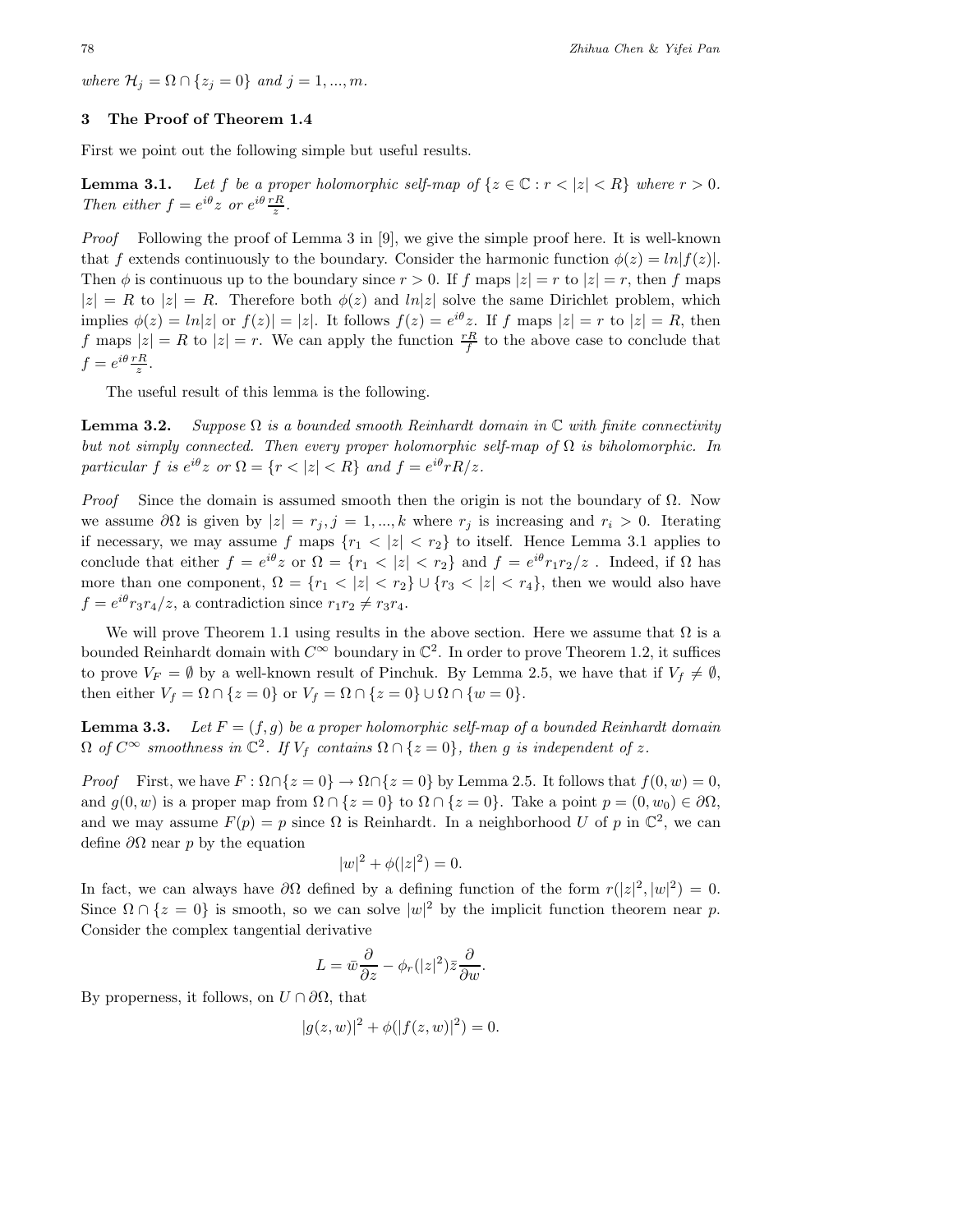*where* $\mathcal{H}_j = \Omega \cap \{z_j = 0\}$ *and* $j = 1, ..., m$.

## 3 The Proof of Theorem 1.4

First we point out the following simple but useful results.

**Lemma 3.1.** *Let $f$ be a proper holomorphic self-map of $\{z \in \mathbb{C} : r < |z| < R\}$ where $r > 0$. Then either $f = e^{i\theta} z$ or $e^{i\theta} \frac{rR}{z}$.*

*Proof* Following the proof of Lemma 3 in [9], we give the simple proof here. It is well-known that $f$ extends continuously to the boundary. Consider the harmonic function $\phi(z) = ln|f(z)|$. Then $\phi$ is continuous up to the boundary since $r > 0$. If $f$ maps $|z| = r$ to $|z| = r$, then $f$ maps $|z| = R$ to $|z| = R$. Therefore both $\phi(z)$ and $ln|z|$ solve the same Dirichlet problem, which implies $\phi(z) = ln|z|$ or $f(z)| = |z|$. It follows $f(z) = e^{i\theta} z$. If $f$ maps $|z| = r$ to $|z| = R$, then $f$ maps $|z| = R$ to $|z| = r$. We can apply the function $\frac{rR}{f}$ to the above case to conclude that $f = e^{i\theta} \frac{rR}{z}$.

The useful result of this lemma is the following.

**Lemma 3.2.** *Suppose $\Omega$ is a bounded smooth Reinhardt domain in $\mathbb{C}$ with finite connectivity but not simply connected. Then every proper holomorphic self-map of $\Omega$ is biholomorphic. In particular $f$ is $e^{i\theta} z$ or $\Omega = \{r < |z| < R\}$ and $f = e^{i\theta} rR/z$.*

*Proof* Since the domain is assumed smooth then the origin is not the boundary of $\Omega$. Now we assume $\partial\Omega$ is given by $|z| = r_j, j = 1, ..., k$ where $r_j$ is increasing and $r_i > 0$. Iterating if necessary, we may assume $f$ maps $\{r_1 < |z| < r_2\}$ to itself. Hence Lemma 3.1 applies to conclude that either $f = e^{i\theta} z$ or $\Omega = \{r_1 < |z| < r_2\}$ and $f = e^{i\theta} r_1 r_2 / z$ . Indeed, if $\Omega$ has more than one component, $\Omega = \{r_1 < |z| < r_2\} \cup \{r_3 < |z| < r_4\}$, then we would also have $f = e^{i\theta} r_3 r_4 / z$, a contradiction since $r_1 r_2 \neq r_3 r_4$.

We will prove Theorem 1.1 using results in the above section. Here we assume that $\Omega$ is a bounded Reinhardt domain with $C^\infty$ boundary in $\mathbb{C}^2$. In order to prove Theorem 1.2, it suffices to prove $V_F = \emptyset$ by a well-known result of Pinchuk. By Lemma 2.5, we have that if $V_f \neq \emptyset$, then either $V_f = \Omega \cap \{z = 0\}$ or $V_f = \Omega \cap \{z = 0\} \cup \Omega \cap \{w = 0\}$.

**Lemma 3.3.** *Let $F = (f, g)$ be a proper holomorphic self-map of a bounded Reinhardt domain $\Omega$ of $C^\infty$ smoothness in $\mathbb{C}^2$. If $V_f$ contains $\Omega \cap \{z = 0\}$, then $g$ is independent of $z$.*

*Proof* First, we have $F : \Omega \cap \{z = 0\} \to \Omega \cap \{z = 0\}$ by Lemma 2.5. It follows that $f(0, w) = 0$, and $g(0, w)$ is a proper map from $\Omega \cap \{z = 0\}$ to $\Omega \cap \{z = 0\}$. Take a point $p = (0, w_0) \in \partial\Omega$, and we may assume $F(p) = p$ since $\Omega$ is Reinhardt. In a neighborhood $U$ of $p$ in $\mathbb{C}^2$, we can define $\partial\Omega$ near $p$ by the equation

$$|w|^2 + \phi(|z|^2) = 0.$$

In fact, we can always have $\partial\Omega$ defined by a defining function of the form $r(|z|^2, |w|^2) = 0$. Since $\Omega \cap \{z = 0\}$ is smooth, so we can solve $|w|^2$ by the implicit function theorem near $p$. Consider the complex tangential derivative

$$L = \bar{w} \frac{\partial}{\partial z} - \phi_r(|z|^2) \bar{z} \frac{\partial}{\partial w}.$$

By properness, it follows, on $U \cap \partial\Omega$, that

$$|g(z, w)|^2 + \phi(|f(z, w)|^2) = 0.$$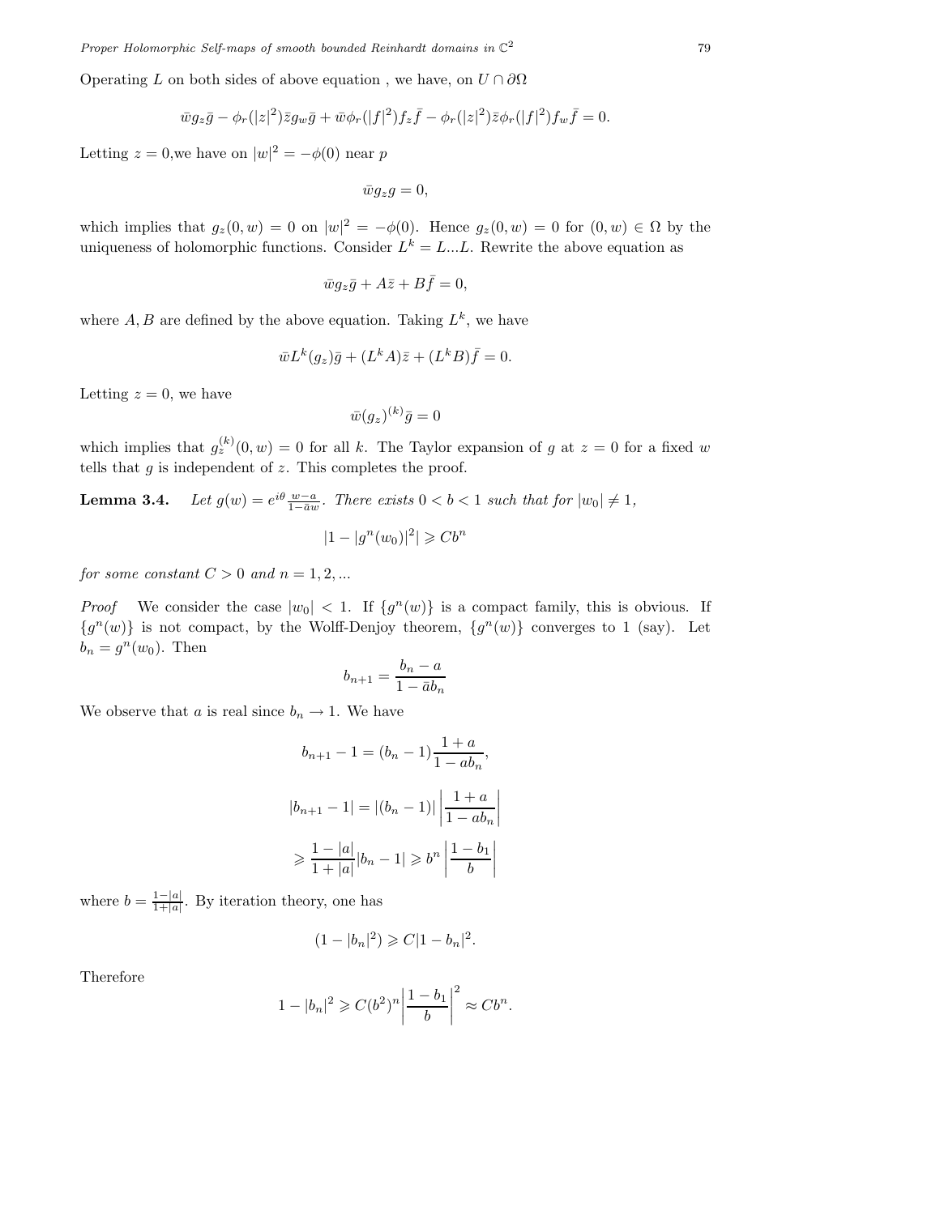Operating $L$ on both sides of above equation , we have, on $U \cap \partial\Omega$

$$\bar{w} g_z \bar{g} - \phi_r(|z|^2)\bar{z} g_w \bar{g} + \bar{w}\phi_r(|f|^2) f_z \bar{f} - \phi_r(|z|^2)\bar{z}\phi_r(|f|^2) f_w \bar{f} = 0.$$

Letting $z = 0$,we have on $|w|^2 = -\phi(0)$ near $p$

$$\bar{w} g_z g = 0,$$

which implies that $g_z(0, w) = 0$ on $|w|^2 = -\phi(0)$. Hence $g_z(0, w) = 0$ for $(0, w) \in \Omega$ by the uniqueness of holomorphic functions. Consider $L^k = L...L$. Rewrite the above equation as

$$\bar{w} g_z \bar{g} + A\bar{z} + B\bar{f} = 0,$$

where $A, B$ are defined by the above equation. Taking $L^k$, we have

$$\bar{w} L^k(g_z)\bar{g} + (L^k A)\bar{z} + (L^k B)\bar{f} = 0.$$

Letting $z = 0$, we have

$$\bar{w}(g_z)^{(k)}\bar{g} = 0$$

which implies that $g_z^{(k)}(0, w) = 0$ for all $k$. The Taylor expansion of $g$ at $z = 0$ for a fixed $w$ tells that $g$ is independent of $z$. This completes the proof.

**Lemma 3.4.** *Let $g(w) = e^{i\theta}\frac{w-a}{1-\bar{a}w}$. There exists $0 < b < 1$ such that for $|w_0| \neq 1$,*

$$|1 - |g^n(w_0)|^2| \geqslant Cb^n$$

*for some constant $C > 0$ and $n = 1, 2, ...$*

*Proof* We consider the case $|w_0| < 1$. If $\{g^n(w)\}$ is a compact family, this is obvious. If $\{g^n(w)\}$ is not compact, by the Wolff-Denjoy theorem, $\{g^n(w)\}$ converges to 1 (say). Let $b_n = g^n(w_0)$. Then

$$b_{n+1} = \frac{b_n - a}{1 - \bar{a}b_n}$$

We observe that $a$ is real since $b_n \to 1$. We have

$$b_{n+1} - 1 = (b_n - 1)\frac{1+a}{1-ab_n},$$

$$|b_{n+1} - 1| = |(b_n - 1)|\left|\frac{1+a}{1-ab_n}\right|$$

$$\geqslant \frac{1-|a|}{1+|a|}|b_n - 1| \geqslant b^n\left|\frac{1-b_1}{b}\right|$$

where $b = \frac{1-|a|}{1+|a|}$. By iteration theory, one has

$$(1 - |b_n|^2) \geqslant C|1 - b_n|^2.$$

Therefore

$$1 - |b_n|^2 \geqslant C(b^2)^n\left|\frac{1-b_1}{b}\right|^2 \approx Cb^n.$$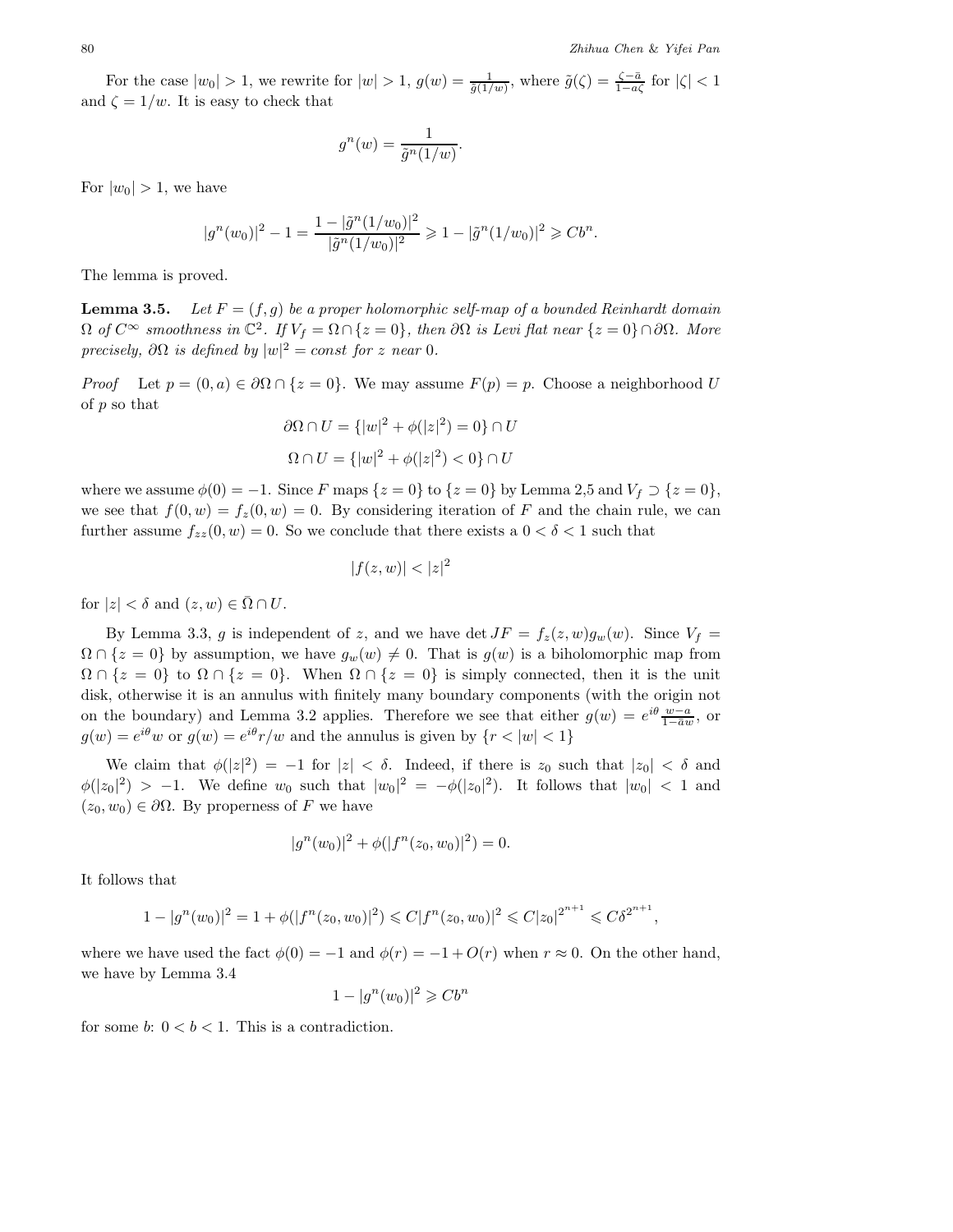For the case $|w_0| > 1$, we rewrite for $|w| > 1$, $g(w) = \frac{1}{\tilde{g}(1/w)}$, where $\tilde{g}(\zeta) = \frac{\zeta - \bar{a}}{1 - a\zeta}$ for $|\zeta| < 1$ and $\zeta = 1/w$. It is easy to check that

$$g^n(w) = \frac{1}{\tilde{g}^n(1/w)}.$$

For $|w_0| > 1$, we have

$$|g^n(w_0)|^2 - 1 = \frac{1 - |\tilde{g}^n(1/w_0)|^2}{|\tilde{g}^n(1/w_0)|^2} \geqslant 1 - |\tilde{g}^n(1/w_0)|^2 \geqslant Cb^n.$$

The lemma is proved.

**Lemma 3.5.** *Let $F = (f, g)$ be a proper holomorphic self-map of a bounded Reinhardt domain $\Omega$ of $C^\infty$ smoothness in $\mathbb{C}^2$. If $V_f = \Omega \cap \{z = 0\}$, then $\partial\Omega$ is Levi flat near $\{z = 0\} \cap \partial\Omega$. More precisely, $\partial\Omega$ is defined by $|w|^2 = const$ for $z$ near $0$.*

*Proof* Let $p = (0, a) \in \partial\Omega \cap \{z = 0\}$. We may assume $F(p) = p$. Choose a neighborhood $U$ of $p$ so that

$$\partial\Omega \cap U = \{|w|^2 + \phi(|z|^2) = 0\} \cap U$$

$$\Omega \cap U = \{|w|^2 + \phi(|z|^2) < 0\} \cap U$$

where we assume $\phi(0) = -1$. Since $F$ maps $\{z = 0\}$ to $\{z = 0\}$ by Lemma 2,5 and $V_f \supset \{z = 0\}$, we see that $f(0, w) = f_z(0, w) = 0$. By considering iteration of $F$ and the chain rule, we can further assume $f_{zz}(0, w) = 0$. So we conclude that there exists a $0 < \delta < 1$ such that

$$|f(z, w)| < |z|^2$$

for $|z| < \delta$ and $(z, w) \in \bar{\Omega} \cap U$.

By Lemma 3.3, $g$ is independent of $z$, and we have $\det JF = f_z(z, w) g_w(w)$. Since $V_f = \Omega \cap \{z = 0\}$ by assumption, we have $g_w(w) \neq 0$. That is $g(w)$ is a biholomorphic map from $\Omega \cap \{z = 0\}$ to $\Omega \cap \{z = 0\}$. When $\Omega \cap \{z = 0\}$ is simply connected, then it is the unit disk, otherwise it is an annulus with finitely many boundary components (with the origin not on the boundary) and Lemma 3.2 applies. Therefore we see that either $g(w) = e^{i\theta} \frac{w - a}{1 - \bar{a}w}$, or $g(w) = e^{i\theta} w$ or $g(w) = e^{i\theta} r/w$ and the annulus is given by $\{r < |w| < 1\}$

We claim that $\phi(|z|^2) = -1$ for $|z| < \delta$. Indeed, if there is $z_0$ such that $|z_0| < \delta$ and $\phi(|z_0|^2) > -1$. We define $w_0$ such that $|w_0|^2 = -\phi(|z_0|^2)$. It follows that $|w_0| < 1$ and $(z_0, w_0) \in \partial\Omega$. By properness of $F$ we have

$$|g^n(w_0)|^2 + \phi(|f^n(z_0, w_0)|^2) = 0.$$

It follows that

$$1 - |g^n(w_0)|^2 = 1 + \phi(|f^n(z_0, w_0)|^2) \leqslant C|f^n(z_0, w_0)|^2 \leqslant C|z_0|^{2^{n+1}} \leqslant C\delta^{2^{n+1}},$$

where we have used the fact $\phi(0) = -1$ and $\phi(r) = -1 + O(r)$ when $r \approx 0$. On the other hand, we have by Lemma 3.4

$$1 - |g^n(w_0)|^2 \geqslant Cb^n$$

for some $b$: $0 < b < 1$. This is a contradiction.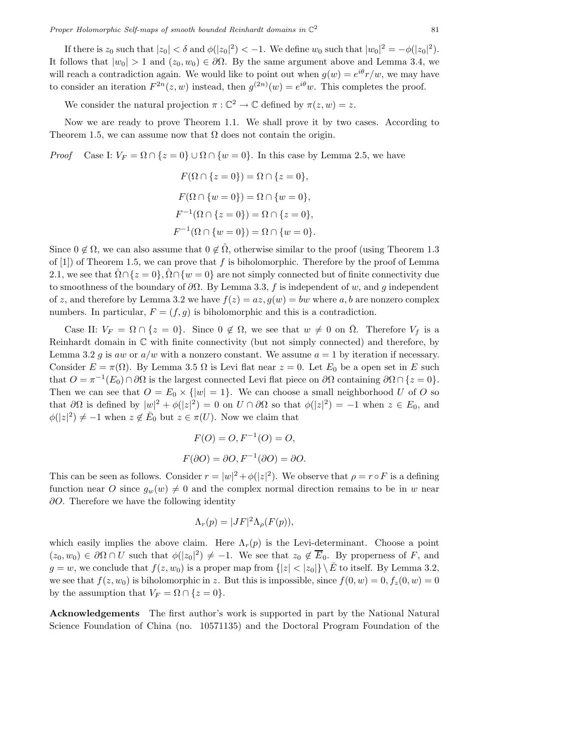If there is $z_0$ such that $|z_0| < \delta$ and $\phi(|z_0|^2) < -1$. We define $w_0$ such that $|w_0|^2 = -\phi(|z_0|^2)$. It follows that $|w_0| > 1$ and $(z_0, w_0) \in \partial\Omega$. By the same argument above and Lemma 3.4, we will reach a contradiction again. We would like to point out when $g(w) = e^{i\theta} r/w$, we may have to consider an iteration $F^{2n}(z, w)$ instead, then $g^{(2n)}(w) = e^{i\theta} w$. This completes the proof.

We consider the natural projection $\pi : \mathbb{C}^2 \to \mathbb{C}$ defined by $\pi(z, w) = z$.

Now we are ready to prove Theorem 1.1. We shall prove it by two cases. According to Theorem 1.5, we can assume now that $\Omega$ does not contain the origin.

*Proof* Case I: $V_F = \Omega \cap \{z = 0\} \cup \Omega \cap \{w = 0\}$. In this case by Lemma 2.5, we have

$$F(\Omega \cap \{z = 0\}) = \Omega \cap \{z = 0\},$$

$$F(\Omega \cap \{w = 0\}) = \Omega \cap \{w = 0\},$$

$$F^{-1}(\Omega \cap \{z = 0\}) = \Omega \cap \{z = 0\},$$

$$F^{-1}(\Omega \cap \{w = 0\}) = \Omega \cap \{w = 0\}.$$

Since $0 \notin \Omega$, we can also assume that $0 \notin \hat{\Omega}$, otherwise similar to the proof (using Theorem 1.3 of [1]) of Theorem 1.5, we can prove that $f$ is biholomorphic. Therefore by the proof of Lemma 2.1, we see that $\hat{\Omega} \cap \{z = 0\}, \hat{\Omega} \cap \{w = 0\}$ are not simply connected but of finite connectivity due to smoothness of the boundary of $\partial\Omega$. By Lemma 3.3, $f$ is independent of $w$, and $g$ independent of $z$, and therefore by Lemma 3.2 we have $f(z) = az, g(w) = bw$ where $a, b$ are nonzero complex numbers. In particular, $F = (f, g)$ is biholomorphic and this is a contradiction.

Case II: $V_F = \Omega \cap \{z = 0\}$. Since $0 \notin \Omega$, we see that $w \neq 0$ on $\bar{\Omega}$. Therefore $V_f$ is a Reinhardt domain in $\mathbb{C}$ with finite connectivity (but not simply connected) and therefore, by Lemma 3.2 $g$ is $aw$ or $a/w$ with a nonzero constant. We assume $a = 1$ by iteration if necessary. Consider $E = \pi(\Omega)$. By Lemma 3.5 $\Omega$ is Levi flat near $z = 0$. Let $E_0$ be a open set in $E$ such that $O = \pi^{-1}(E_0) \cap \partial\Omega$ is the largest connected Levi flat piece on $\partial\Omega$ containing $\partial\Omega \cap \{z = 0\}$. Then we can see that $O = E_0 \times \{|w| = 1\}$. We can choose a small neighborhood $U$ of $O$ so that $\partial\Omega$ is defined by $|w|^2 + \phi(|z|^2) = 0$ on $U \cap \partial\Omega$ so that $\phi(|z|^2) = -1$ when $z \in E_0$, and $\phi(|z|^2) \neq -1$ when $z \notin \bar{E}_0$ but $z \in \pi(U)$. Now we claim that

$$F(O) = O, F^{-1}(O) = O,$$

$$F(\partial O) = \partial O, F^{-1}(\partial O) = \partial O.$$

This can be seen as follows. Consider $r = |w|^2 + \phi(|z|^2)$. We observe that $\rho = r \circ F$ is a defining function near $O$ since $g_w(w) \neq 0$ and the complex normal direction remains to be in $w$ near $\partial O$. Therefore we have the following identity

$$\Lambda_r(p) = |JF|^2 \Lambda_\rho(F(p)),$$

which easily implies the above claim. Here $\Lambda_r(p)$ is the Levi-determinant. Choose a point $(z_0, w_0) \in \partial\Omega \cap U$ such that $\phi(|z_0|^2) \neq -1$. We see that $z_0 \notin \overline{E}_0$. By properness of $F$, and $g = w$, we conclude that $f(z, w_0)$ is a proper map from $\{|z| < |z_0|\} \setminus \bar{E}$ to itself. By Lemma 3.2, we see that $f(z, w_0)$ is biholomorphic in $z$. But this is impossible, since $f(0, w) = 0, f_z(0, w) = 0$ by the assumption that $V_F = \Omega \cap \{z = 0\}$.

**Acknowledgements** The first author's work is supported in part by the National Natural Science Foundation of China (no. 10571135) and the Doctoral Program Foundation of the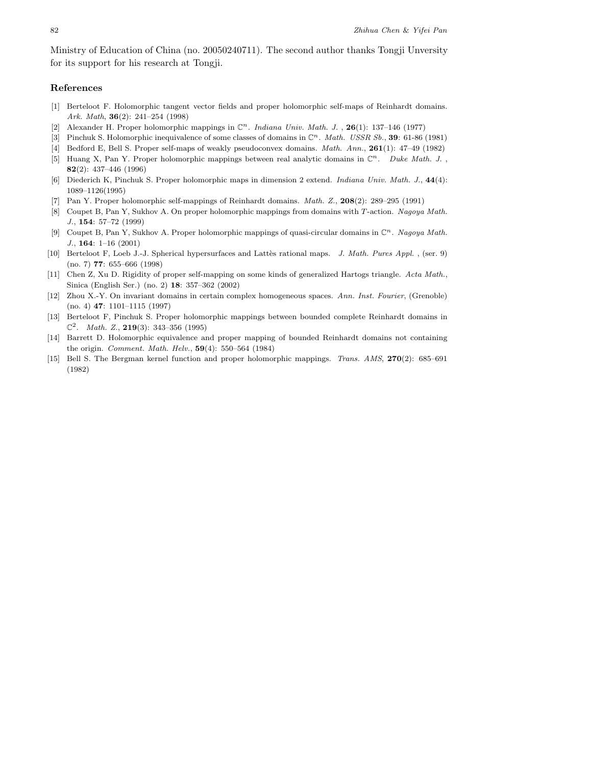Ministry of Education of China (no. 20050240711). The second author thanks Tongji Unversity for its support for his research at Tongji.

## References

[1] Berteloot F. Holomorphic tangent vector fields and proper holomorphic self-maps of Reinhardt domains. *Ark. Math*, **36**(2): 241–254 (1998)

[2] Alexander H. Proper holomorphic mappings in $\mathbb{C}^n$. *Indiana Univ. Math. J.* , **26**(1): 137–146 (1977)

[3] Pinchuk S. Holomorphic inequivalence of some classes of domains in $\mathbb{C}^n$. *Math. USSR Sb.*, **39**: 61-86 (1981)

[4] Bedford E, Bell S. Proper self-maps of weakly pseudoconvex domains. *Math. Ann.*, **261**(1): 47–49 (1982)

[5] Huang X, Pan Y. Proper holomorphic mappings between real analytic domains in $\mathbb{C}^n$. *Duke Math. J.* , **82**(2): 437–446 (1996)

[6] Diederich K, Pinchuk S. Proper holomorphic maps in dimension 2 extend. *Indiana Univ. Math. J.*, **44**(4): 1089–1126(1995)

[7] Pan Y. Proper holomorphic self-mappings of Reinhardt domains. *Math. Z.*, **208**(2): 289–295 (1991)

[8] Coupet B, Pan Y, Sukhov A. On proper holomorphic mappings from domains with $T$-action. *Nagoya Math. J.*, **154**: 57–72 (1999)

[9] Coupet B, Pan Y, Sukhov A. Proper holomorphic mappings of quasi-circular domains in $\mathbb{C}^n$. *Nagoya Math. J.*, **164**: 1–16 (2001)

[10] Berteloot F, Loeb J.-J. Spherical hypersurfaces and Lattès rational maps. *J. Math. Pures Appl.* , (ser. 9) (no. 7) **77**: 655–666 (1998)

[11] Chen Z, Xu D. Rigidity of proper self-mapping on some kinds of generalized Hartogs triangle. *Acta Math.*, Sinica (English Ser.) (no. 2) **18**: 357–362 (2002)

[12] Zhou X.-Y. On invariant domains in certain complex homogeneous spaces. *Ann. Inst. Fourier*, (Grenoble) (no. 4) **47**: 1101–1115 (1997)

[13] Berteloot F, Pinchuk S. Proper holomorphic mappings between bounded complete Reinhardt domains in $\mathbb{C}^2$. *Math. Z.*, **219**(3): 343–356 (1995)

[14] Barrett D. Holomorphic equivalence and proper mapping of bounded Reinhardt domains not containing the origin. *Comment. Math. Helv.*, **59**(4): 550–564 (1984)

[15] Bell S. The Bergman kernel function and proper holomorphic mappings. *Trans. AMS*, **270**(2): 685–691 (1982)